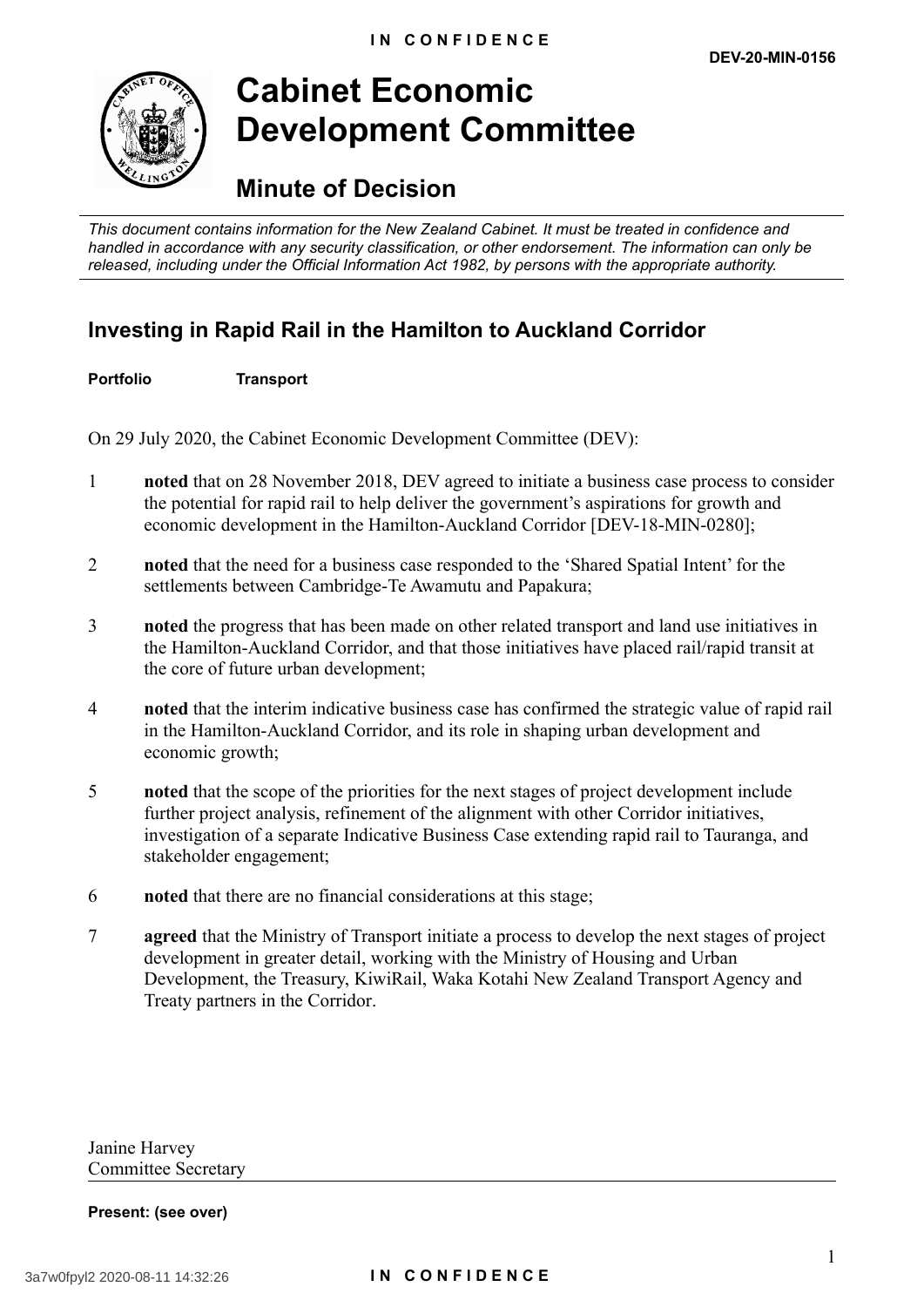**DEV-20-MIN-0156**

# Cabinet Economic Development Committee

## Minute of Decision

*This document contains information for the New Zealand Cabinet. It must be treated in confidence and handled in accordance with any security classification, or other endorsement. The information can only be released, including under the Official Information Act 1982, by persons with the appropriate authority.*

### Investing in Rapid Rail in the Hamilton to Auckland Corridor

**Portfolio** **Transport**

On 29 July 2020, the Cabinet Economic Development Committee (DEV):

1 **noted** that on 28 November 2018, DEV agreed to initiate a business case process to consider the potential for rapid rail to help deliver the government's aspirations for growth and economic development in the Hamilton-Auckland Corridor [DEV-18-MIN-0280];

2 **noted** that the need for a business case responded to the 'Shared Spatial Intent' for the settlements between Cambridge-Te Awamutu and Papakura;

3 **noted** the progress that has been made on other related transport and land use initiatives in the Hamilton-Auckland Corridor, and that those initiatives have placed rail/rapid transit at the core of future urban development;

4 **noted** that the interim indicative business case has confirmed the strategic value of rapid rail in the Hamilton-Auckland Corridor, and its role in shaping urban development and economic growth;

5 **noted** that the scope of the priorities for the next stages of project development include further project analysis, refinement of the alignment with other Corridor initiatives, investigation of a separate Indicative Business Case extending rapid rail to Tauranga, and stakeholder engagement;

6 **noted** that there are no financial considerations at this stage;

7 **agreed** that the Ministry of Transport initiate a process to develop the next stages of project development in greater detail, working with the Ministry of Housing and Urban Development, the Treasury, KiwiRail, Waka Kotahi New Zealand Transport Agency and Treaty partners in the Corridor.

Janine Harvey
Committee Secretary

**Present: (see over)**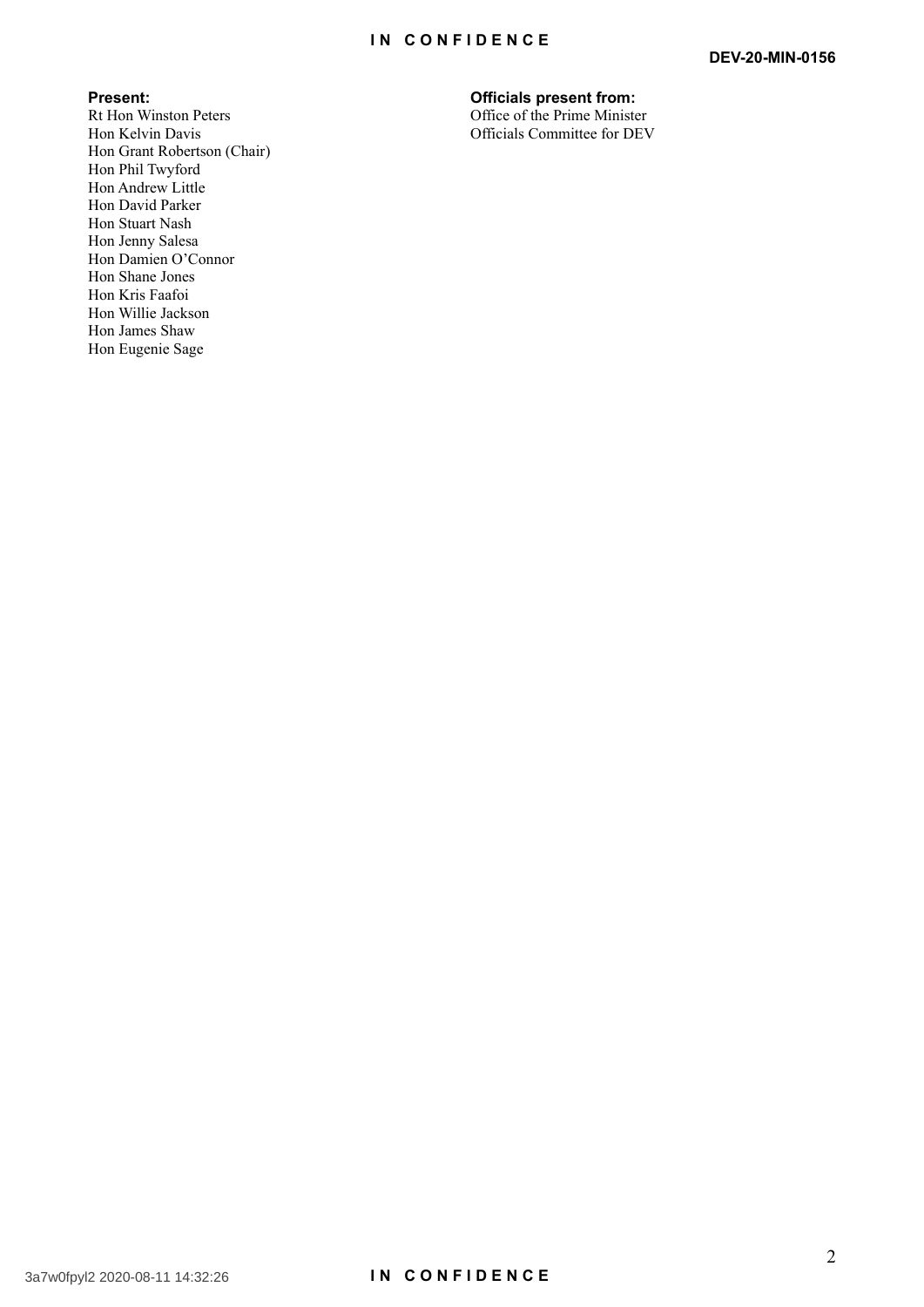**Present:**

Rt Hon Winston Peters
Hon Kelvin Davis
Hon Grant Robertson (Chair)
Hon Phil Twyford
Hon Andrew Little
Hon David Parker
Hon Stuart Nash
Hon Jenny Salesa
Hon Damien O'Connor
Hon Shane Jones
Hon Kris Faafoi
Hon Willie Jackson
Hon James Shaw
Hon Eugenie Sage

**Officials present from:**

Office of the Prime Minister
Officials Committee for DEV